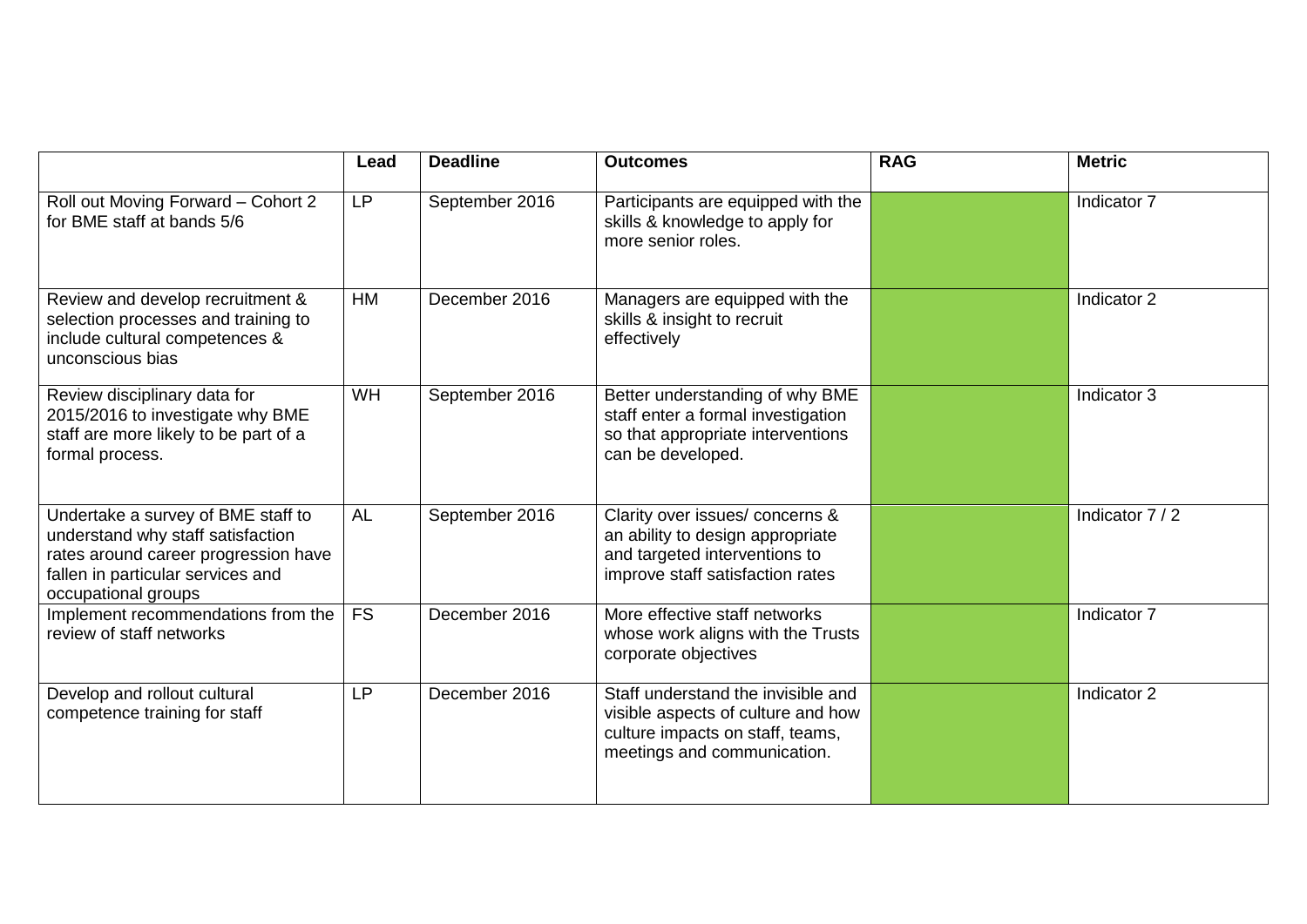| | Lead | Deadline | Outcomes | RAG | Metric |
|---|---|---|---|---|---|
| Roll out Moving Forward – Cohort 2 for BME staff at bands 5/6 | LP | September 2016 | Participants are equipped with the skills & knowledge to apply for more senior roles. | | Indicator 7 |
| Review and develop recruitment & selection processes and training to include cultural competences & unconscious bias | HM | December 2016 | Managers are equipped with the skills & insight to recruit effectively | | Indicator 2 |
| Review disciplinary data for 2015/2016 to investigate why BME staff are more likely to be part of a formal process. | WH | September 2016 | Better understanding of why BME staff enter a formal investigation so that appropriate interventions can be developed. | | Indicator 3 |
| Undertake a survey of BME staff to understand why staff satisfaction rates around career progression have fallen in particular services and occupational groups | AL | September 2016 | Clarity over issues/ concerns & an ability to design appropriate and targeted interventions to improve staff satisfaction rates | | Indicator 7 / 2 |
| Implement recommendations from the review of staff networks | FS | December 2016 | More effective staff networks whose work aligns with the Trusts corporate objectives | | Indicator 7 |
| Develop and rollout cultural competence training for staff | LP | December 2016 | Staff understand the invisible and visible aspects of culture and how culture impacts on staff, teams, meetings and communication. | | Indicator 2 |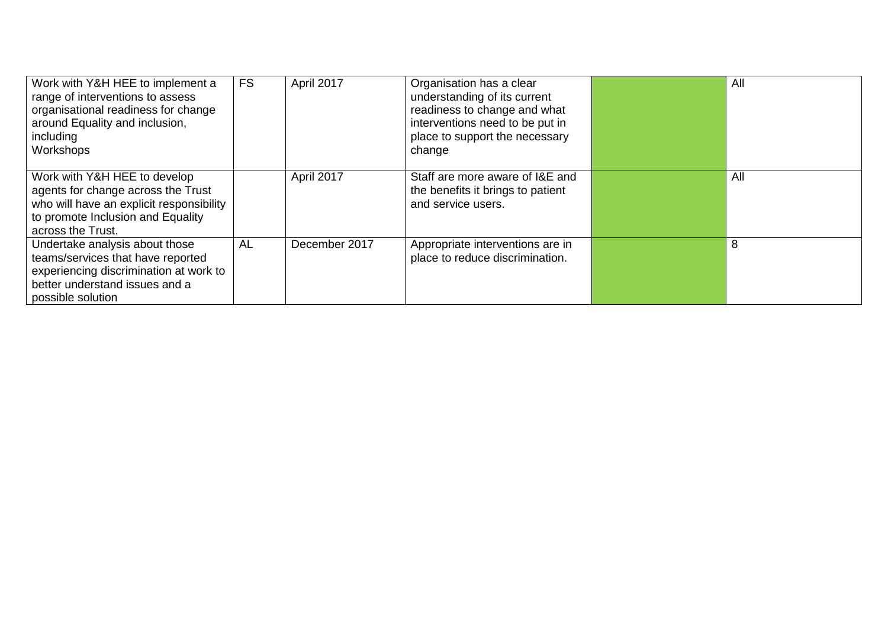| | | | | | |
|---|---|---|---|---|---|
| Work with Y&H HEE to implement a range of interventions to assess organisational readiness for change around Equality and inclusion, including Workshops | FS | April 2017 | Organisation has a clear understanding of its current readiness to change and what interventions need to be put in place to support the necessary change | | All |
| Work with Y&H HEE to develop agents for change across the Trust who will have an explicit responsibility to promote Inclusion and Equality across the Trust. | | April 2017 | Staff are more aware of I&E and the benefits it brings to patient and service users. | | All |
| Undertake analysis about those teams/services that have reported experiencing discrimination at work to better understand issues and a possible solution | AL | December 2017 | Appropriate interventions are in place to reduce discrimination. | | 8 |